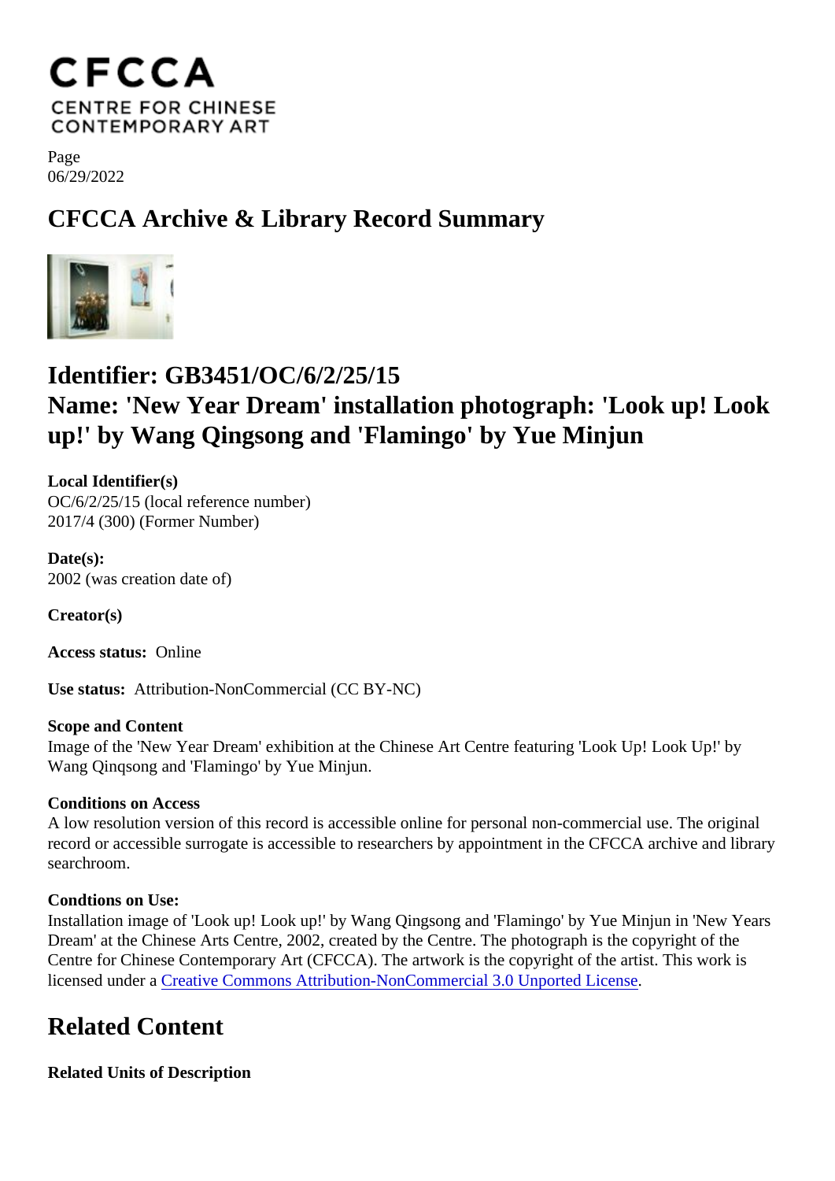CFCCA
CENTRE FOR CHINESE
CONTEMPORARY ART

Page
06/29/2022

# CFCCA Archive & Library Record Summary

## Identifier: GB3451/OC/6/2/25/15
## Name: 'New Year Dream' installation photograph: 'Look up! Look up!' by Wang Qingsong and 'Flamingo' by Yue Minjun

**Local Identifier(s)**
OC/6/2/25/15 (local reference number)
2017/4 (300) (Former Number)

**Date(s):**
2002 (was creation date of)

**Creator(s)**

**Access status:** Online

**Use status:** Attribution-NonCommercial (CC BY-NC)

**Scope and Content**
Image of the 'New Year Dream' exhibition at the Chinese Art Centre featuring 'Look Up! Look Up!' by Wang Qinqsong and 'Flamingo' by Yue Minjun.

**Conditions on Access**
A low resolution version of this record is accessible online for personal non-commercial use. The original record or accessible surrogate is accessible to researchers by appointment in the CFCCA archive and library searchroom.

**Condtions on Use:**
Installation image of 'Look up! Look up!' by Wang Qingsong and 'Flamingo' by Yue Minjun in 'New Years Dream' at the Chinese Arts Centre, 2002, created by the Centre. The photograph is the copyright of the Centre for Chinese Contemporary Art (CFCCA). The artwork is the copyright of the artist. This work is licensed under a Creative Commons Attribution-NonCommercial 3.0 Unported License.

## Related Content

**Related Units of Description**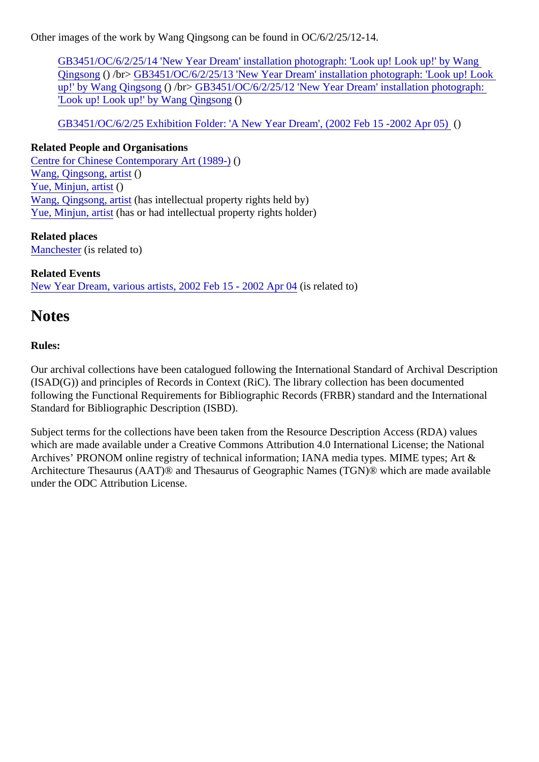Other images of the work by Wang Qingsong can be found in OC/6/2/25/12-14.

> GB3451/OC/6/2/25/14 'New Year Dream' installation photograph: 'Look up! Look up!' by Wang Qingsong () /br> GB3451/OC/6/2/25/13 'New Year Dream' installation photograph: 'Look up! Look up!' by Wang Qingsong () /br> GB3451/OC/6/2/25/12 'New Year Dream' installation photograph: 'Look up! Look up!' by Wang Qingsong ()
>
> GB3451/OC/6/2/25 Exhibition Folder: 'A New Year Dream', (2002 Feb 15 -2002 Apr 05) ()

**Related People and Organisations**
Centre for Chinese Contemporary Art (1989-) ()
Wang, Qingsong, artist ()
Yue, Minjun, artist ()
Wang, Qingsong, artist (has intellectual property rights held by)
Yue, Minjun, artist (has or had intellectual property rights holder)

**Related places**
Manchester (is related to)

**Related Events**
New Year Dream, various artists, 2002 Feb 15 - 2002 Apr 04 (is related to)

# Notes

**Rules:**

Our archival collections have been catalogued following the International Standard of Archival Description (ISAD(G)) and principles of Records in Context (RiC). The library collection has been documented following the Functional Requirements for Bibliographic Records (FRBR) standard and the International Standard for Bibliographic Description (ISBD).

Subject terms for the collections have been taken from the Resource Description Access (RDA) values which are made available under a Creative Commons Attribution 4.0 International License; the National Archives' PRONOM online registry of technical information; IANA media types. MIME types; Art & Architecture Thesaurus (AAT)® and Thesaurus of Geographic Names (TGN)® which are made available under the ODC Attribution License.